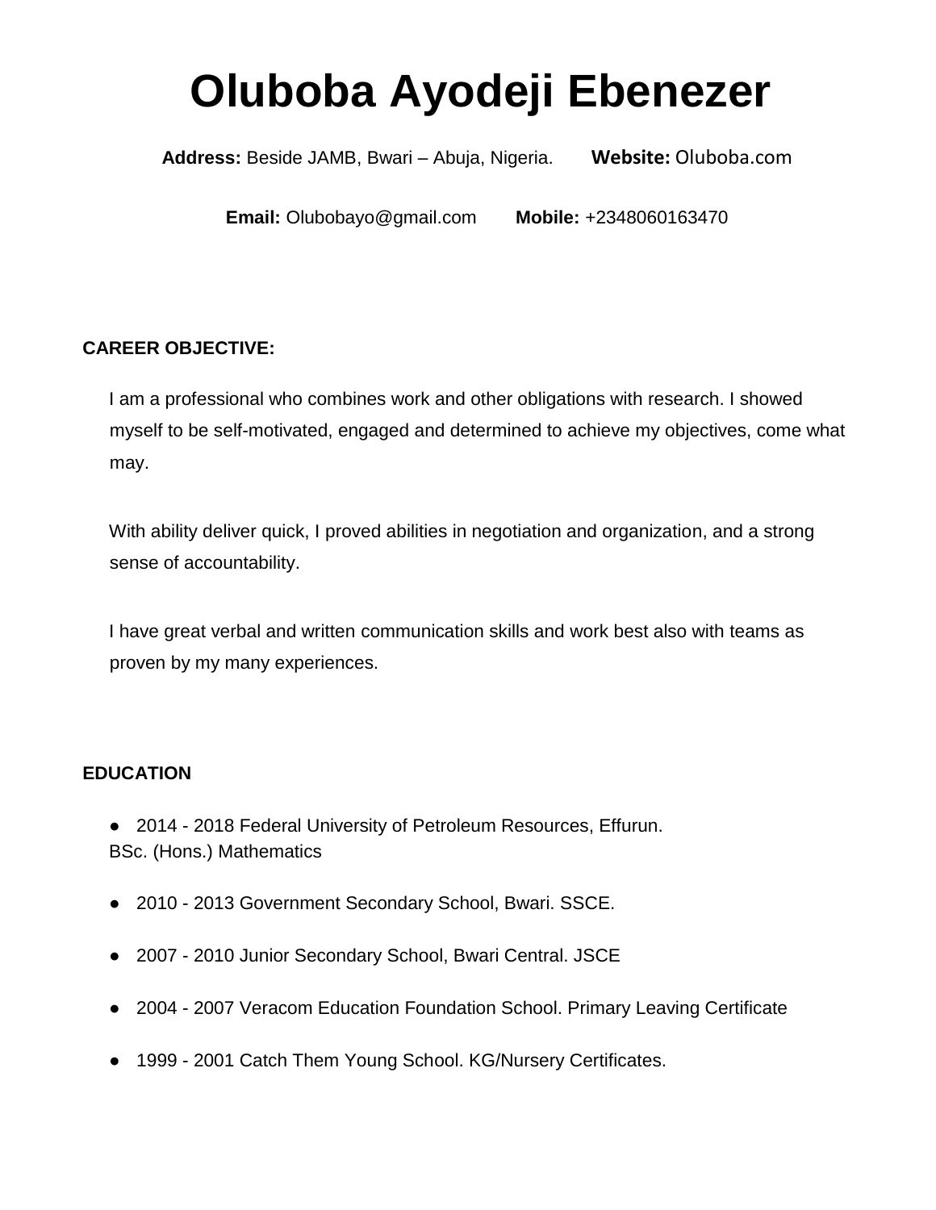# Oluboba Ayodeji Ebenezer

**Address:** Beside JAMB, Bwari – Abuja, Nigeria. **Website:** Oluboba.com

**Email:** Olubobayo@gmail.com **Mobile:** +2348060163470

**CAREER OBJECTIVE:**

I am a professional who combines work and other obligations with research. I showed myself to be self-motivated, engaged and determined to achieve my objectives, come what may.

With ability deliver quick, I proved abilities in negotiation and organization, and a strong sense of accountability.

I have great verbal and written communication skills and work best also with teams as proven by my many experiences.

**EDUCATION**

- 2014 - 2018 Federal University of Petroleum Resources, Effurun.
  BSc. (Hons.) Mathematics
- 2010 - 2013 Government Secondary School, Bwari. SSCE.
- 2007 - 2010 Junior Secondary School, Bwari Central. JSCE
- 2004 - 2007 Veracom Education Foundation School. Primary Leaving Certificate
- 1999 - 2001 Catch Them Young School. KG/Nursery Certificates.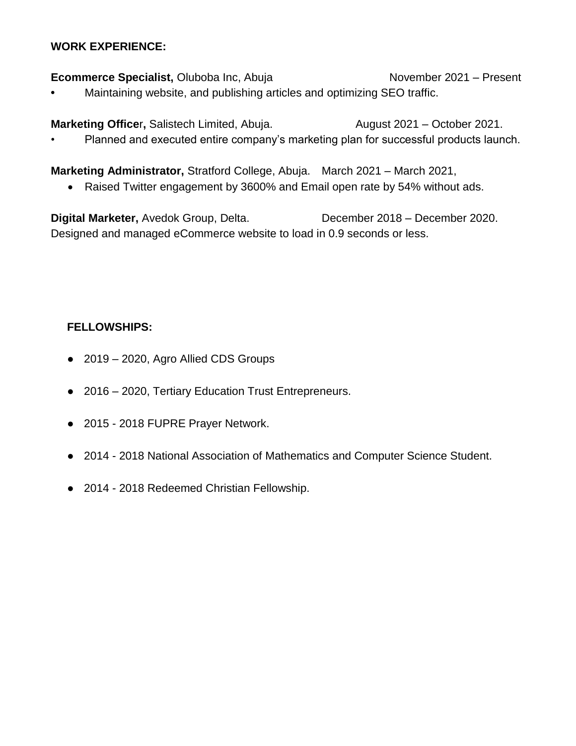## WORK EXPERIENCE:

**Ecommerce Specialist,** Oluboba Inc, Abuja November 2021 – Present

- Maintaining website, and publishing articles and optimizing SEO traffic.

**Marketing Officer,** Salistech Limited, Abuja. August 2021 – October 2021.

- Planned and executed entire company's marketing plan for successful products launch.

**Marketing Administrator,** Stratford College, Abuja. March 2021 – March 2021,

- Raised Twitter engagement by 3600% and Email open rate by 54% without ads.

**Digital Marketer,** Avedok Group, Delta. December 2018 – December 2020.
Designed and managed eCommerce website to load in 0.9 seconds or less.

## FELLOWSHIPS:

- 2019 – 2020, Agro Allied CDS Groups
- 2016 – 2020, Tertiary Education Trust Entrepreneurs.
- 2015 - 2018 FUPRE Prayer Network.
- 2014 - 2018 National Association of Mathematics and Computer Science Student.
- 2014 - 2018 Redeemed Christian Fellowship.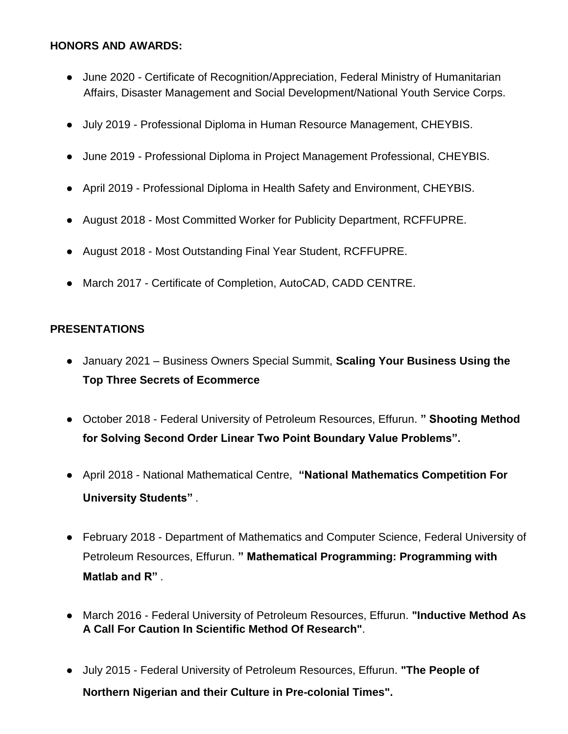**HONORS AND AWARDS:**

- June 2020 - Certificate of Recognition/Appreciation, Federal Ministry of Humanitarian Affairs, Disaster Management and Social Development/National Youth Service Corps.
- July 2019 - Professional Diploma in Human Resource Management, CHEYBIS.
- June 2019 - Professional Diploma in Project Management Professional, CHEYBIS.
- April 2019 - Professional Diploma in Health Safety and Environment, CHEYBIS.
- August 2018 - Most Committed Worker for Publicity Department, RCFFUPRE.
- August 2018 - Most Outstanding Final Year Student, RCFFUPRE.
- March 2017 - Certificate of Completion, AutoCAD, CADD CENTRE.

**PRESENTATIONS**

- January 2021 – Business Owners Special Summit, **Scaling Your Business Using the Top Three Secrets of Ecommerce**
- October 2018 - Federal University of Petroleum Resources, Effurun. **" Shooting Method for Solving Second Order Linear Two Point Boundary Value Problems".**
- April 2018 - National Mathematical Centre, **"National Mathematics Competition For University Students"** .
- February 2018 - Department of Mathematics and Computer Science, Federal University of Petroleum Resources, Effurun. **" Mathematical Programming: Programming with Matlab and R"** .
- March 2016 - Federal University of Petroleum Resources, Effurun. **"Inductive Method As A Call For Caution In Scientific Method Of Research"**.
- July 2015 - Federal University of Petroleum Resources, Effurun. **"The People of Northern Nigerian and their Culture in Pre-colonial Times".**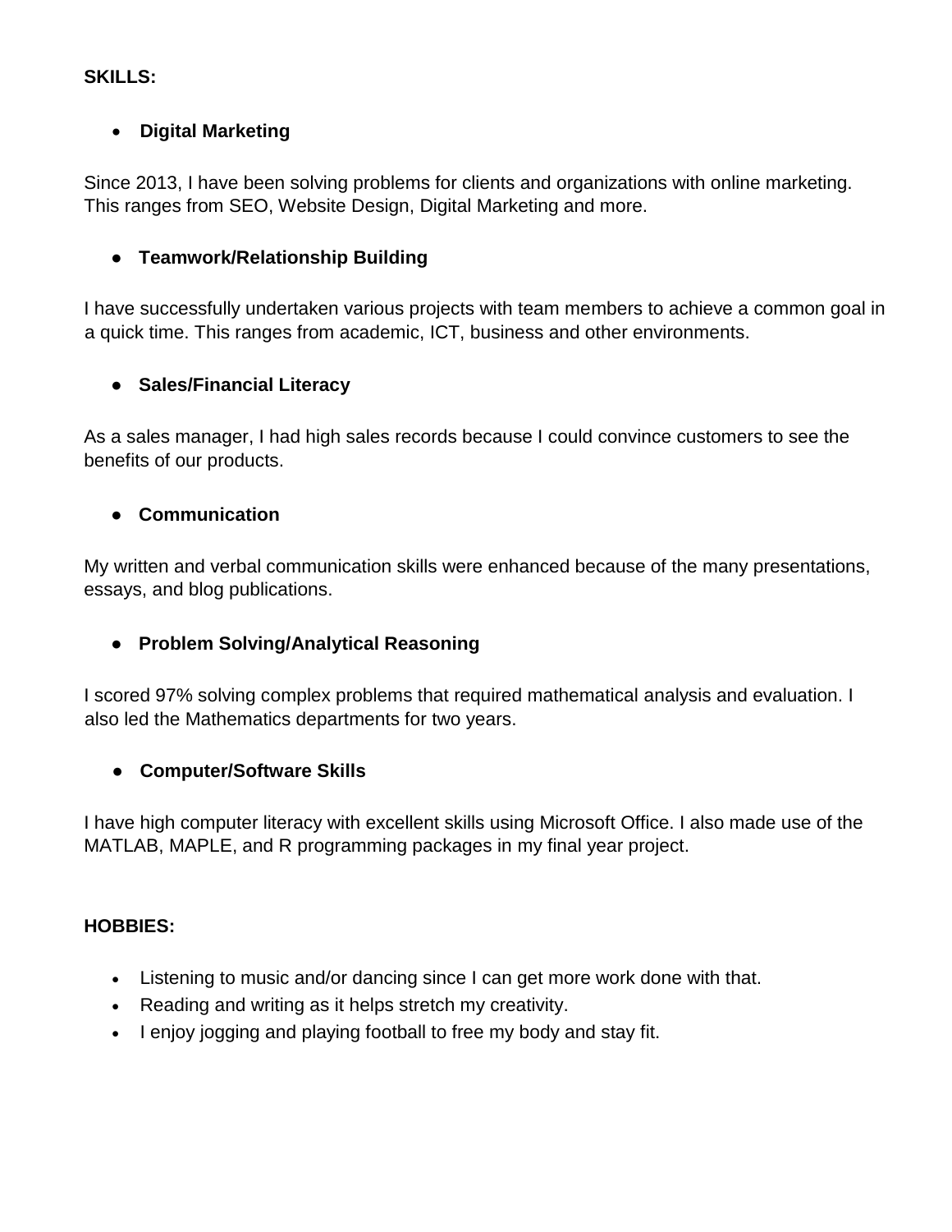**SKILLS:**

- **Digital Marketing**

Since 2013, I have been solving problems for clients and organizations with online marketing. This ranges from SEO, Website Design, Digital Marketing and more.

- **Teamwork/Relationship Building**

I have successfully undertaken various projects with team members to achieve a common goal in a quick time. This ranges from academic, ICT, business and other environments.

- **Sales/Financial Literacy**

As a sales manager, I had high sales records because I could convince customers to see the benefits of our products.

- **Communication**

My written and verbal communication skills were enhanced because of the many presentations, essays, and blog publications.

- **Problem Solving/Analytical Reasoning**

I scored 97% solving complex problems that required mathematical analysis and evaluation. I also led the Mathematics departments for two years.

- **Computer/Software Skills**

I have high computer literacy with excellent skills using Microsoft Office. I also made use of the MATLAB, MAPLE, and R programming packages in my final year project.

**HOBBIES:**

- Listening to music and/or dancing since I can get more work done with that.
- Reading and writing as it helps stretch my creativity.
- I enjoy jogging and playing football to free my body and stay fit.